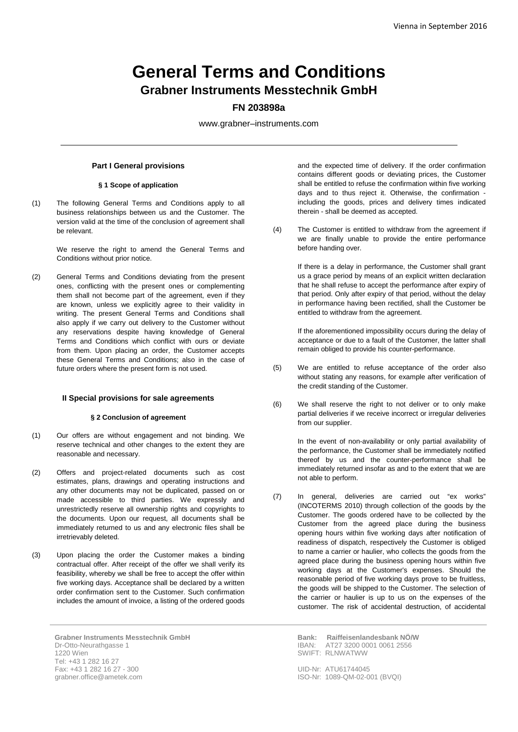Vienna in September 2016

# General Terms and Conditions

## Grabner Instruments Messtechnik GmbH

### FN 203898a

www.grabner–instruments.com

---

### Part I General provisions

#### § 1 Scope of application

(1) The following General Terms and Conditions apply to all business relationships between us and the Customer. The version valid at the time of the conclusion of agreement shall be relevant.

We reserve the right to amend the General Terms and Conditions without prior notice.

(2) General Terms and Conditions deviating from the present ones, conflicting with the present ones or complementing them shall not become part of the agreement, even if they are known, unless we explicitly agree to their validity in writing. The present General Terms and Conditions shall also apply if we carry out delivery to the Customer without any reservations despite having knowledge of General Terms and Conditions which conflict with ours or deviate from them. Upon placing an order, the Customer accepts these General Terms and Conditions; also in the case of future orders where the present form is not used.

### II Special provisions for sale agreements

#### § 2 Conclusion of agreement

(1) Our offers are without engagement and not binding. We reserve technical and other changes to the extent they are reasonable and necessary.

(2) Offers and project-related documents such as cost estimates, plans, drawings and operating instructions and any other documents may not be duplicated, passed on or made accessible to third parties. We expressly and unrestrictedly reserve all ownership rights and copyrights to the documents. Upon our request, all documents shall be immediately returned to us and any electronic files shall be irretrievably deleted.

(3) Upon placing the order the Customer makes a binding contractual offer. After receipt of the offer we shall verify its feasibility, whereby we shall be free to accept the offer within five working days. Acceptance shall be declared by a written order confirmation sent to the Customer. Such confirmation includes the amount of invoice, a listing of the ordered goods and the expected time of delivery. If the order confirmation contains different goods or deviating prices, the Customer shall be entitled to refuse the confirmation within five working days and to thus reject it. Otherwise, the confirmation - including the goods, prices and delivery times indicated therein - shall be deemed as accepted.

(4) The Customer is entitled to withdraw from the agreement if we are finally unable to provide the entire performance before handing over.

If there is a delay in performance, the Customer shall grant us a grace period by means of an explicit written declaration that he shall refuse to accept the performance after expiry of that period. Only after expiry of that period, without the delay in performance having been rectified, shall the Customer be entitled to withdraw from the agreement.

If the aforementioned impossibility occurs during the delay of acceptance or due to a fault of the Customer, the latter shall remain obliged to provide his counter-performance.

(5) We are entitled to refuse acceptance of the order also without stating any reasons, for example after verification of the credit standing of the Customer.

(6) We shall reserve the right to not deliver or to only make partial deliveries if we receive incorrect or irregular deliveries from our supplier.

In the event of non-availability or only partial availability of the performance, the Customer shall be immediately notified thereof by us and the counter-performance shall be immediately returned insofar as and to the extent that we are not able to perform.

(7) In general, deliveries are carried out "ex works" (INCOTERMS 2010) through collection of the goods by the Customer. The goods ordered have to be collected by the Customer from the agreed place during the business opening hours within five working days after notification of readiness of dispatch, respectively the Customer is obliged to name a carrier or haulier, who collects the goods from the agreed place during the business opening hours within five working days at the Customer's expenses. Should the reasonable period of five working days prove to be fruitless, the goods will be shipped to the Customer. The selection of the carrier or haulier is up to us on the expenses of the customer. The risk of accidental destruction, of accidental

---

**Grabner Instruments Messtechnik GmbH**
Dr-Otto-Neurathgasse 1
1220 Wien
Tel: +43 1 282 16 27
Fax: +43 1 282 16 27 - 300
grabner.office@ametek.com

**Bank: Raiffeisenlandesbank NÖ/W**
IBAN: AT27 3200 0001 0061 2556
SWIFT: RLNWATWW

UID-Nr: ATU61744045
ISO-Nr: 1089-QM-02-001 (BVQI)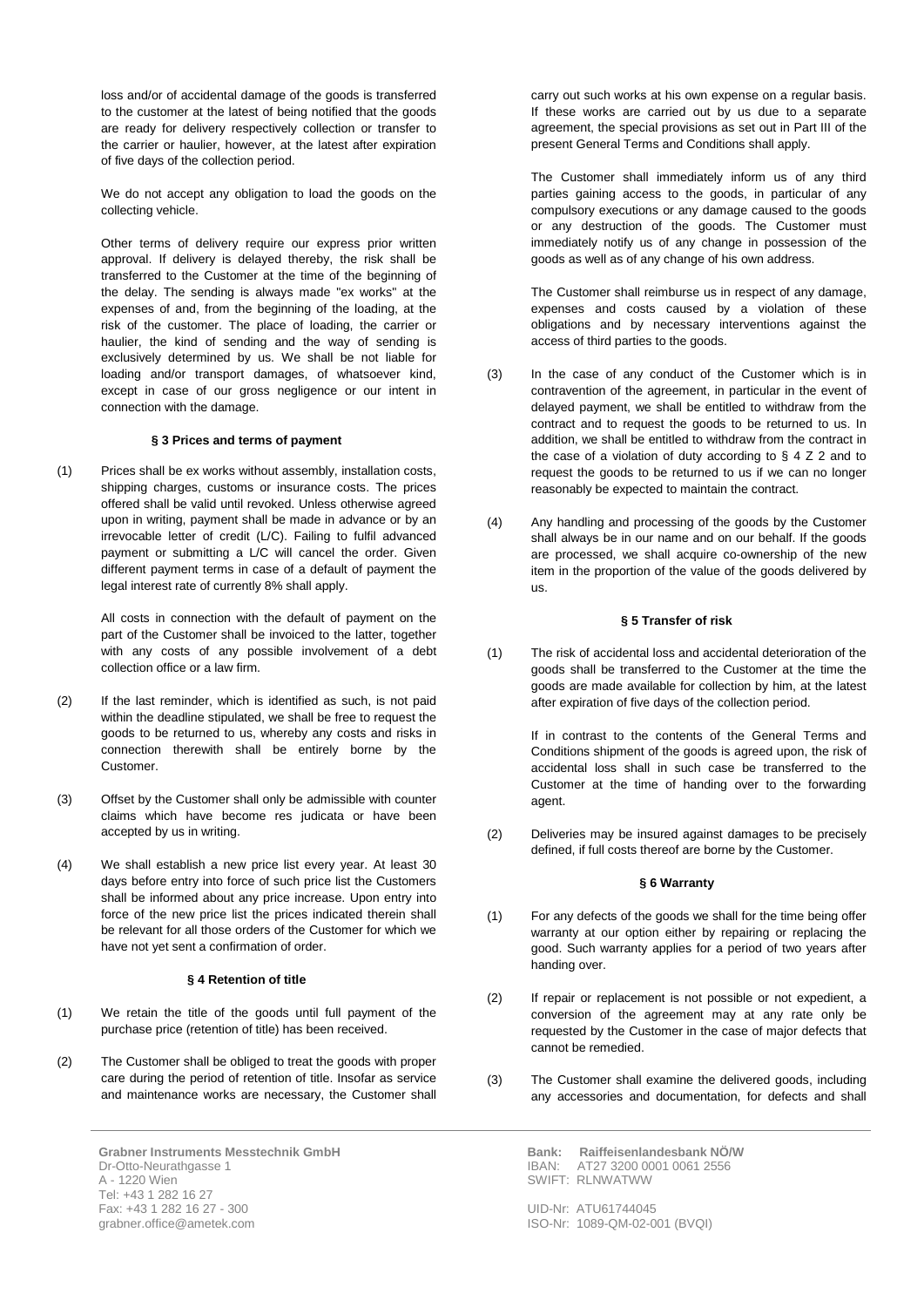loss and/or of accidental damage of the goods is transferred to the customer at the latest of being notified that the goods are ready for delivery respectively collection or transfer to the carrier or haulier, however, at the latest after expiration of five days of the collection period.

We do not accept any obligation to load the goods on the collecting vehicle.

Other terms of delivery require our express prior written approval. If delivery is delayed thereby, the risk shall be transferred to the Customer at the time of the beginning of the delay. The sending is always made "ex works" at the expenses of and, from the beginning of the loading, at the risk of the customer. The place of loading, the carrier or haulier, the kind of sending and the way of sending is exclusively determined by us. We shall be not liable for loading and/or transport damages, of whatsoever kind, except in case of our gross negligence or our intent in connection with the damage.

#### § 3 Prices and terms of payment

(1) Prices shall be ex works without assembly, installation costs, shipping charges, customs or insurance costs. The prices offered shall be valid until revoked. Unless otherwise agreed upon in writing, payment shall be made in advance or by an irrevocable letter of credit (L/C). Failing to fulfil advanced payment or submitting a L/C will cancel the order. Given different payment terms in case of a default of payment the legal interest rate of currently 8% shall apply.

All costs in connection with the default of payment on the part of the Customer shall be invoiced to the latter, together with any costs of any possible involvement of a debt collection office or a law firm.

(2) If the last reminder, which is identified as such, is not paid within the deadline stipulated, we shall be free to request the goods to be returned to us, whereby any costs and risks in connection therewith shall be entirely borne by the Customer.

(3) Offset by the Customer shall only be admissible with counter claims which have become res judicata or have been accepted by us in writing.

(4) We shall establish a new price list every year. At least 30 days before entry into force of such price list the Customers shall be informed about any price increase. Upon entry into force of the new price list the prices indicated therein shall be relevant for all those orders of the Customer for which we have not yet sent a confirmation of order.

#### § 4 Retention of title

(1) We retain the title of the goods until full payment of the purchase price (retention of title) has been received.

(2) The Customer shall be obliged to treat the goods with proper care during the period of retention of title. Insofar as service and maintenance works are necessary, the Customer shall carry out such works at his own expense on a regular basis. If these works are carried out by us due to a separate agreement, the special provisions as set out in Part III of the present General Terms and Conditions shall apply.

The Customer shall immediately inform us of any third parties gaining access to the goods, in particular of any compulsory executions or any damage caused to the goods or any destruction of the goods. The Customer must immediately notify us of any change in possession of the goods as well as of any change of his own address.

The Customer shall reimburse us in respect of any damage, expenses and costs caused by a violation of these obligations and by necessary interventions against the access of third parties to the goods.

(3) In the case of any conduct of the Customer which is in contravention of the agreement, in particular in the event of delayed payment, we shall be entitled to withdraw from the contract and to request the goods to be returned to us. In addition, we shall be entitled to withdraw from the contract in the case of a violation of duty according to § 4 Z 2 and to request the goods to be returned to us if we can no longer reasonably be expected to maintain the contract.

(4) Any handling and processing of the goods by the Customer shall always be in our name and on our behalf. If the goods are processed, we shall acquire co-ownership of the new item in the proportion of the value of the goods delivered by us.

#### § 5 Transfer of risk

(1) The risk of accidental loss and accidental deterioration of the goods shall be transferred to the Customer at the time the goods are made available for collection by him, at the latest after expiration of five days of the collection period.

If in contrast to the contents of the General Terms and Conditions shipment of the goods is agreed upon, the risk of accidental loss shall in such case be transferred to the Customer at the time of handing over to the forwarding agent.

(2) Deliveries may be insured against damages to be precisely defined, if full costs thereof are borne by the Customer.

#### § 6 Warranty

(1) For any defects of the goods we shall for the time being offer warranty at our option either by repairing or replacing the good. Such warranty applies for a period of two years after handing over.

(2) If repair or replacement is not possible or not expedient, a conversion of the agreement may at any rate only be requested by the Customer in the case of major defects that cannot be remedied.

(3) The Customer shall examine the delivered goods, including any accessories and documentation, for defects and shall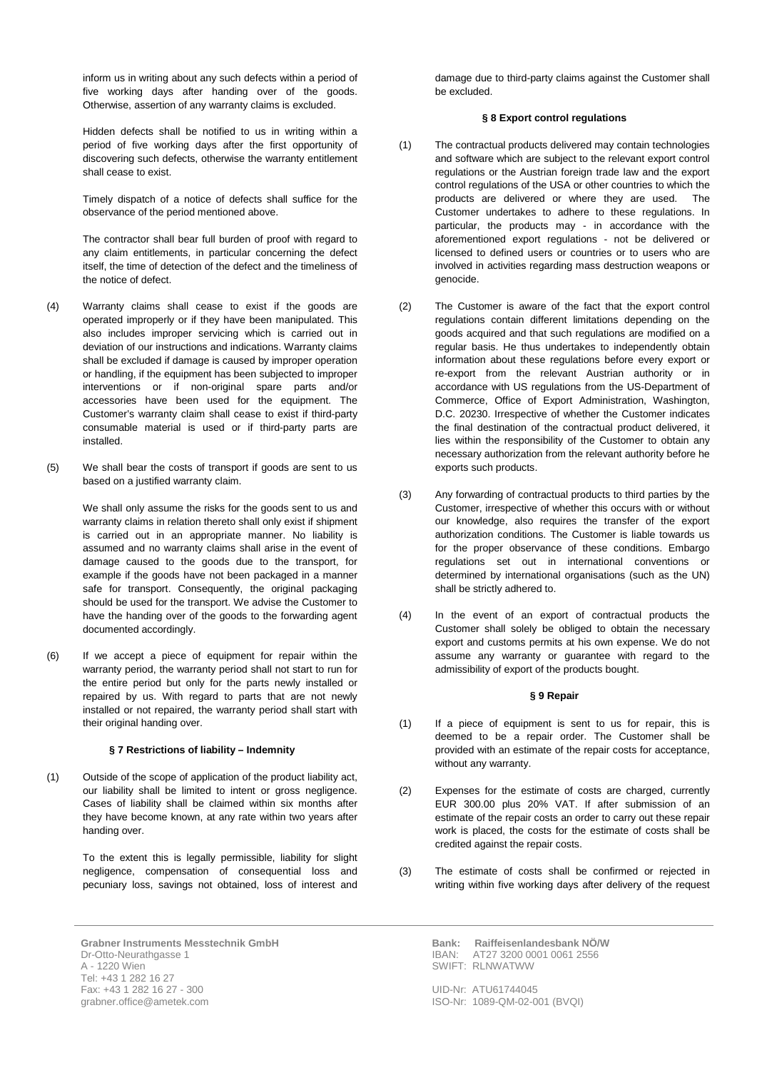inform us in writing about any such defects within a period of five working days after handing over of the goods. Otherwise, assertion of any warranty claims is excluded.

Hidden defects shall be notified to us in writing within a period of five working days after the first opportunity of discovering such defects, otherwise the warranty entitlement shall cease to exist.

Timely dispatch of a notice of defects shall suffice for the observance of the period mentioned above.

The contractor shall bear full burden of proof with regard to any claim entitlements, in particular concerning the defect itself, the time of detection of the defect and the timeliness of the notice of defect.

(4) Warranty claims shall cease to exist if the goods are operated improperly or if they have been manipulated. This also includes improper servicing which is carried out in deviation of our instructions and indications. Warranty claims shall be excluded if damage is caused by improper operation or handling, if the equipment has been subjected to improper interventions or if non-original spare parts and/or accessories have been used for the equipment. The Customer's warranty claim shall cease to exist if third-party consumable material is used or if third-party parts are installed.

(5) We shall bear the costs of transport if goods are sent to us based on a justified warranty claim.

We shall only assume the risks for the goods sent to us and warranty claims in relation thereto shall only exist if shipment is carried out in an appropriate manner. No liability is assumed and no warranty claims shall arise in the event of damage caused to the goods due to the transport, for example if the goods have not been packaged in a manner safe for transport. Consequently, the original packaging should be used for the transport. We advise the Customer to have the handing over of the goods to the forwarding agent documented accordingly.

(6) If we accept a piece of equipment for repair within the warranty period, the warranty period shall not start to run for the entire period but only for the parts newly installed or repaired by us. With regard to parts that are not newly installed or not repaired, the warranty period shall start with their original handing over.

### § 7 Restrictions of liability – Indemnity

(1) Outside of the scope of application of the product liability act, our liability shall be limited to intent or gross negligence. Cases of liability shall be claimed within six months after they have become known, at any rate within two years after handing over.

To the extent this is legally permissible, liability for slight negligence, compensation of consequential loss and pecuniary loss, savings not obtained, loss of interest and damage due to third-party claims against the Customer shall be excluded.

### § 8 Export control regulations

(1) The contractual products delivered may contain technologies and software which are subject to the relevant export control regulations or the Austrian foreign trade law and the export control regulations of the USA or other countries to which the products are delivered or where they are used. The Customer undertakes to adhere to these regulations. In particular, the products may - in accordance with the aforementioned export regulations - not be delivered or licensed to defined users or countries or to users who are involved in activities regarding mass destruction weapons or genocide.

(2) The Customer is aware of the fact that the export control regulations contain different limitations depending on the goods acquired and that such regulations are modified on a regular basis. He thus undertakes to independently obtain information about these regulations before every export or re-export from the relevant Austrian authority or in accordance with US regulations from the US-Department of Commerce, Office of Export Administration, Washington, D.C. 20230. Irrespective of whether the Customer indicates the final destination of the contractual product delivered, it lies within the responsibility of the Customer to obtain any necessary authorization from the relevant authority before he exports such products.

(3) Any forwarding of contractual products to third parties by the Customer, irrespective of whether this occurs with or without our knowledge, also requires the transfer of the export authorization conditions. The Customer is liable towards us for the proper observance of these conditions. Embargo regulations set out in international conventions or determined by international organisations (such as the UN) shall be strictly adhered to.

(4) In the event of an export of contractual products the Customer shall solely be obliged to obtain the necessary export and customs permits at his own expense. We do not assume any warranty or guarantee with regard to the admissibility of export of the products bought.

### § 9 Repair

(1) If a piece of equipment is sent to us for repair, this is deemed to be a repair order. The Customer shall be provided with an estimate of the repair costs for acceptance, without any warranty.

(2) Expenses for the estimate of costs are charged, currently EUR 300.00 plus 20% VAT. If after submission of an estimate of the repair costs an order to carry out these repair work is placed, the costs for the estimate of costs shall be credited against the repair costs.

(3) The estimate of costs shall be confirmed or rejected in writing within five working days after delivery of the request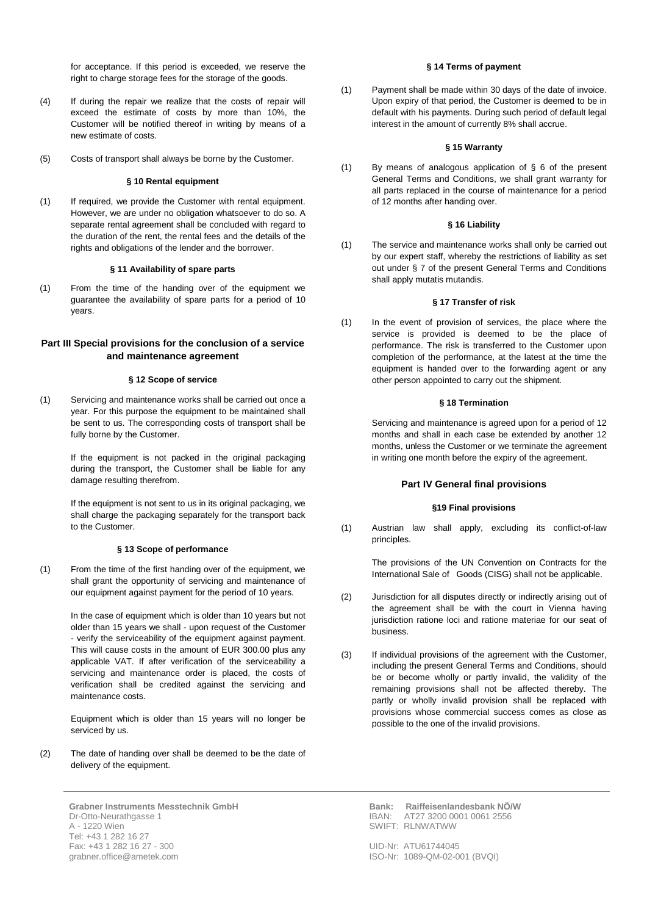for acceptance. If this period is exceeded, we reserve the right to charge storage fees for the storage of the goods.

(4) If during the repair we realize that the costs of repair will exceed the estimate of costs by more than 10%, the Customer will be notified thereof in writing by means of a new estimate of costs.

(5) Costs of transport shall always be borne by the Customer.

#### § 10 Rental equipment

(1) If required, we provide the Customer with rental equipment. However, we are under no obligation whatsoever to do so. A separate rental agreement shall be concluded with regard to the duration of the rent, the rental fees and the details of the rights and obligations of the lender and the borrower.

#### § 11 Availability of spare parts

(1) From the time of the handing over of the equipment we guarantee the availability of spare parts for a period of 10 years.

### Part III Special provisions for the conclusion of a service and maintenance agreement

#### § 12 Scope of service

(1) Servicing and maintenance works shall be carried out once a year. For this purpose the equipment to be maintained shall be sent to us. The corresponding costs of transport shall be fully borne by the Customer.

If the equipment is not packed in the original packaging during the transport, the Customer shall be liable for any damage resulting therefrom.

If the equipment is not sent to us in its original packaging, we shall charge the packaging separately for the transport back to the Customer.

#### § 13 Scope of performance

(1) From the time of the first handing over of the equipment, we shall grant the opportunity of servicing and maintenance of our equipment against payment for the period of 10 years.

In the case of equipment which is older than 10 years but not older than 15 years we shall - upon request of the Customer - verify the serviceability of the equipment against payment. This will cause costs in the amount of EUR 300.00 plus any applicable VAT. If after verification of the serviceability a servicing and maintenance order is placed, the costs of verification shall be credited against the servicing and maintenance costs.

Equipment which is older than 15 years will no longer be serviced by us.

(2) The date of handing over shall be deemed to be the date of delivery of the equipment.

#### § 14 Terms of payment

(1) Payment shall be made within 30 days of the date of invoice. Upon expiry of that period, the Customer is deemed to be in default with his payments. During such period of default legal interest in the amount of currently 8% shall accrue.

#### § 15 Warranty

(1) By means of analogous application of § 6 of the present General Terms and Conditions, we shall grant warranty for all parts replaced in the course of maintenance for a period of 12 months after handing over.

#### § 16 Liability

(1) The service and maintenance works shall only be carried out by our expert staff, whereby the restrictions of liability as set out under § 7 of the present General Terms and Conditions shall apply mutatis mutandis.

#### § 17 Transfer of risk

(1) In the event of provision of services, the place where the service is provided is deemed to be the place of performance. The risk is transferred to the Customer upon completion of the performance, at the latest at the time the equipment is handed over to the forwarding agent or any other person appointed to carry out the shipment.

#### § 18 Termination

Servicing and maintenance is agreed upon for a period of 12 months and shall in each case be extended by another 12 months, unless the Customer or we terminate the agreement in writing one month before the expiry of the agreement.

### Part IV General final provisions

#### §19 Final provisions

(1) Austrian law shall apply, excluding its conflict-of-law principles.

The provisions of the UN Convention on Contracts for the International Sale of Goods (CISG) shall not be applicable.

(2) Jurisdiction for all disputes directly or indirectly arising out of the agreement shall be with the court in Vienna having jurisdiction ratione loci and ratione materiae for our seat of business.

(3) If individual provisions of the agreement with the Customer, including the present General Terms and Conditions, should be or become wholly or partly invalid, the validity of the remaining provisions shall not be affected thereby. The partly or wholly invalid provision shall be replaced with provisions whose commercial success comes as close as possible to the one of the invalid provisions.

**Grabner Instruments Messtechnik GmbH**
Dr-Otto-Neurathgasse 1
A - 1220 Wien
Tel: +43 1 282 16 27
Fax: +43 1 282 16 27 - 300
grabner.office@ametek.com

**Bank: Raiffeisenlandesbank NÖ/W**
IBAN: AT27 3200 0001 0061 2556
SWIFT: RLNWATWW

UID-Nr: ATU61744045
ISO-Nr: 1089-QM-02-001 (BVQI)